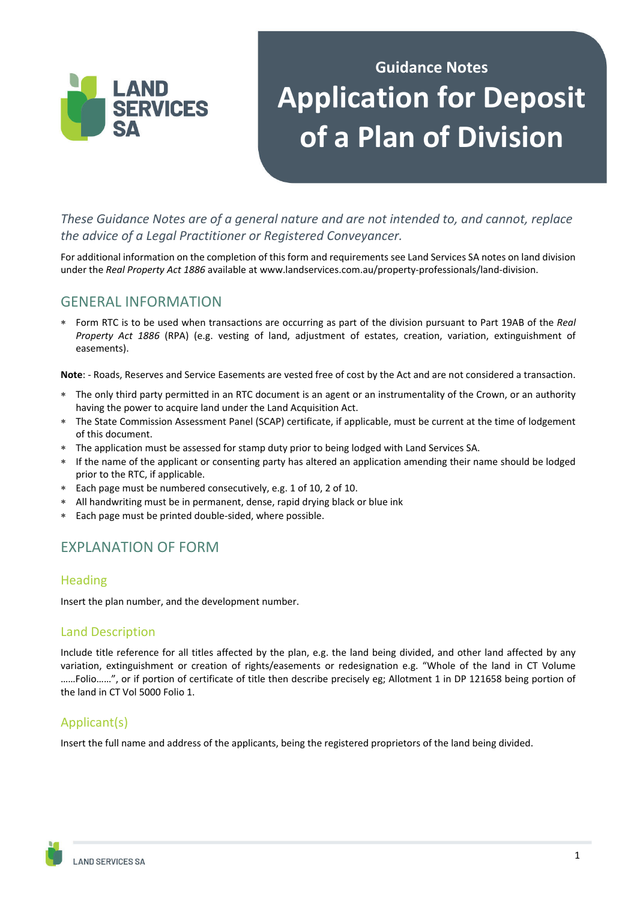Guidance Notes

# Application for Deposit of a Plan of Division

*These Guidance Notes are of a general nature and are not intended to, and cannot, replace the advice of a Legal Practitioner or Registered Conveyancer.*

For additional information on the completion of this form and requirements see Land Services SA notes on land division under the *Real Property Act 1886* available at www.landservices.com.au/property-professionals/land-division.

## GENERAL INFORMATION

* Form RTC is to be used when transactions are occurring as part of the division pursuant to Part 19AB of the *Real Property Act 1886* (RPA) (e.g. vesting of land, adjustment of estates, creation, variation, extinguishment of easements).

**Note**: - Roads, Reserves and Service Easements are vested free of cost by the Act and are not considered a transaction.

* The only third party permitted in an RTC document is an agent or an instrumentality of the Crown, or an authority having the power to acquire land under the Land Acquisition Act.
* The State Commission Assessment Panel (SCAP) certificate, if applicable, must be current at the time of lodgement of this document.
* The application must be assessed for stamp duty prior to being lodged with Land Services SA.
* If the name of the applicant or consenting party has altered an application amending their name should be lodged prior to the RTC, if applicable.
* Each page must be numbered consecutively, e.g. 1 of 10, 2 of 10.
* All handwriting must be in permanent, dense, rapid drying black or blue ink
* Each page must be printed double-sided, where possible.

## EXPLANATION OF FORM

### Heading

Insert the plan number, and the development number.

### Land Description

Include title reference for all titles affected by the plan, e.g. the land being divided, and other land affected by any variation, extinguishment or creation of rights/easements or redesignation e.g. "Whole of the land in CT Volume ……Folio……", or if portion of certificate of title then describe precisely eg; Allotment 1 in DP 121658 being portion of the land in CT Vol 5000 Folio 1.

### Applicant(s)

Insert the full name and address of the applicants, being the registered proprietors of the land being divided.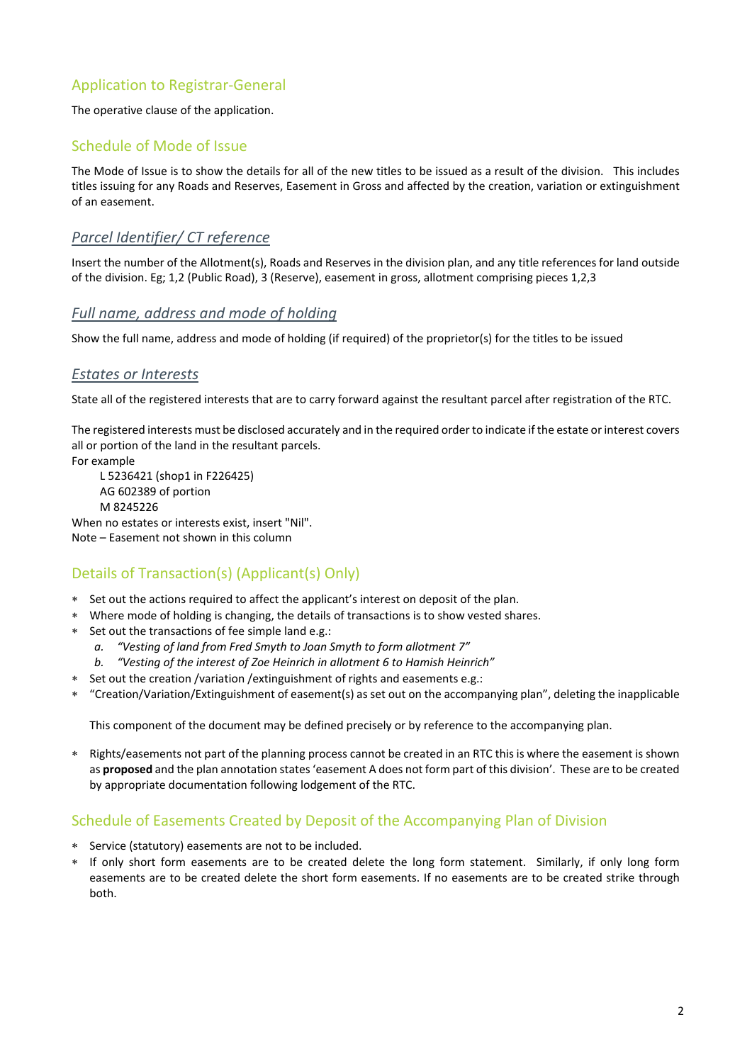## Application to Registrar-General

The operative clause of the application.

## Schedule of Mode of Issue

The Mode of Issue is to show the details for all of the new titles to be issued as a result of the division. This includes titles issuing for any Roads and Reserves, Easement in Gross and affected by the creation, variation or extinguishment of an easement.

### *Parcel Identifier/ CT reference*

Insert the number of the Allotment(s), Roads and Reserves in the division plan, and any title references for land outside of the division. Eg; 1,2 (Public Road), 3 (Reserve), easement in gross, allotment comprising pieces 1,2,3

### *Full name, address and mode of holding*

Show the full name, address and mode of holding (if required) of the proprietor(s) for the titles to be issued

### *Estates or Interests*

State all of the registered interests that are to carry forward against the resultant parcel after registration of the RTC.

The registered interests must be disclosed accurately and in the required order to indicate if the estate or interest covers all or portion of the land in the resultant parcels.

For example

 L 5236421 (shop1 in F226425)
 AG 602389 of portion
 M 8245226

When no estates or interests exist, insert "Nil".

Note – Easement not shown in this column

## Details of Transaction(s) (Applicant(s) Only)

* Set out the actions required to affect the applicant's interest on deposit of the plan.
* Where mode of holding is changing, the details of transactions is to show vested shares.
* Set out the transactions of fee simple land e.g.:
    a. *"Vesting of land from Fred Smyth to Joan Smyth to form allotment 7"*
    b. *"Vesting of the interest of Zoe Heinrich in allotment 6 to Hamish Heinrich"*
* Set out the creation /variation /extinguishment of rights and easements e.g.:
* "Creation/Variation/Extinguishment of easement(s) as set out on the accompanying plan", deleting the inapplicable

  This component of the document may be defined precisely or by reference to the accompanying plan.

* Rights/easements not part of the planning process cannot be created in an RTC this is where the easement is shown as **proposed** and the plan annotation states 'easement A does not form part of this division'. These are to be created by appropriate documentation following lodgement of the RTC.

## Schedule of Easements Created by Deposit of the Accompanying Plan of Division

* Service (statutory) easements are not to be included.
* If only short form easements are to be created delete the long form statement. Similarly, if only long form easements are to be created delete the short form easements. If no easements are to be created strike through both.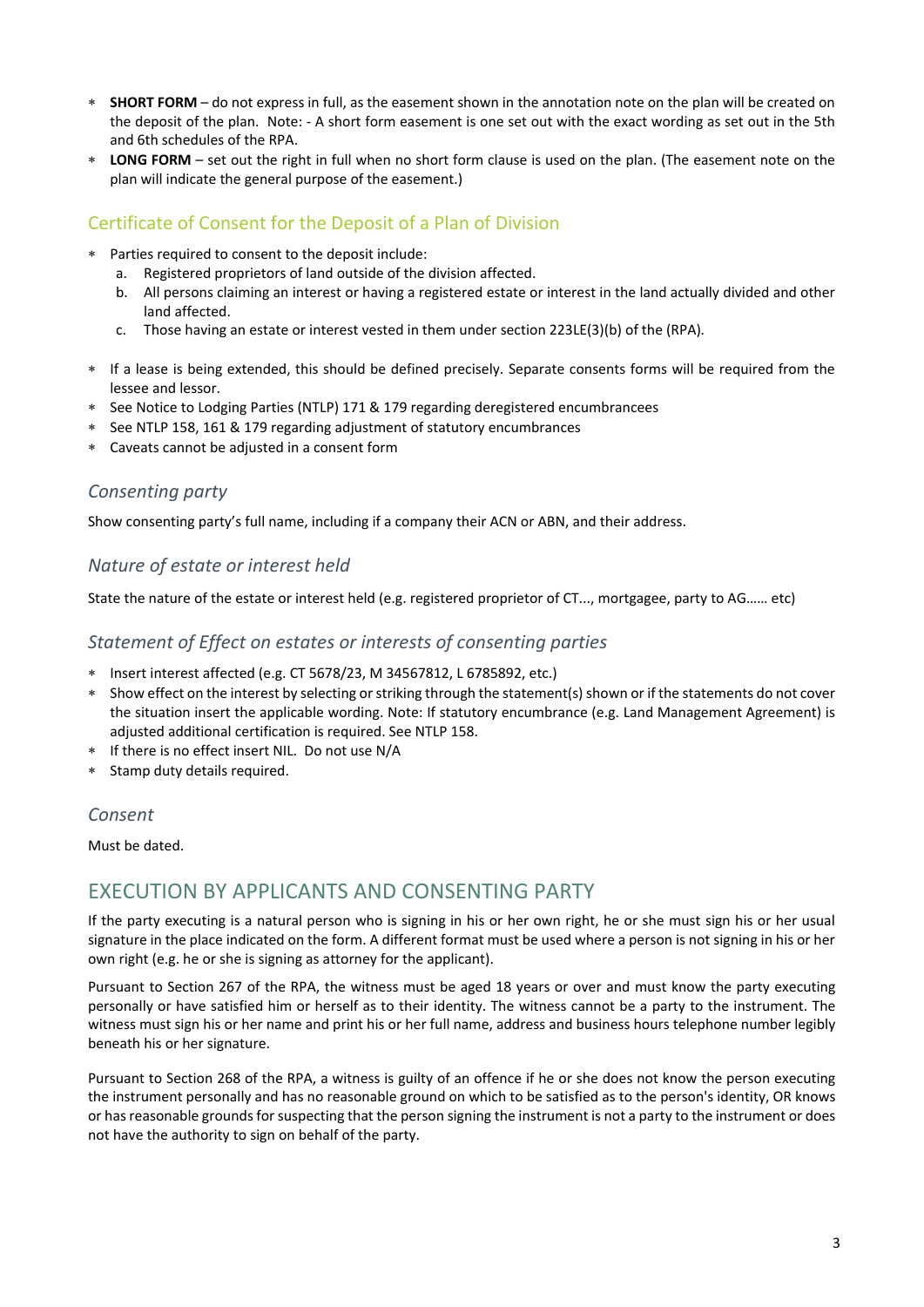* **SHORT FORM** – do not express in full, as the easement shown in the annotation note on the plan will be created on the deposit of the plan. Note: - A short form easement is one set out with the exact wording as set out in the 5th and 6th schedules of the RPA.
* **LONG FORM** – set out the right in full when no short form clause is used on the plan. (The easement note on the plan will indicate the general purpose of the easement.)

## Certificate of Consent for the Deposit of a Plan of Division

* Parties required to consent to the deposit include:
  a. Registered proprietors of land outside of the division affected.
  b. All persons claiming an interest or having a registered estate or interest in the land actually divided and other land affected.
  c. Those having an estate or interest vested in them under section 223LE(3)(b) of the (RPA).

* If a lease is being extended, this should be defined precisely. Separate consents forms will be required from the lessee and lessor.
* See Notice to Lodging Parties (NTLP) 171 & 179 regarding deregistered encumbrancees
* See NTLP 158, 161 & 179 regarding adjustment of statutory encumbrances
* Caveats cannot be adjusted in a consent form

### *Consenting party*

Show consenting party's full name, including if a company their ACN or ABN, and their address.

### *Nature of estate or interest held*

State the nature of the estate or interest held (e.g. registered proprietor of CT..., mortgagee, party to AG…… etc)

### *Statement of Effect on estates or interests of consenting parties*

* Insert interest affected (e.g. CT 5678/23, M 34567812, L 6785892, etc.)
* Show effect on the interest by selecting or striking through the statement(s) shown or if the statements do not cover the situation insert the applicable wording. Note: If statutory encumbrance (e.g. Land Management Agreement) is adjusted additional certification is required. See NTLP 158.
* If there is no effect insert NIL. Do not use N/A
* Stamp duty details required.

### *Consent*

Must be dated.

## EXECUTION BY APPLICANTS AND CONSENTING PARTY

If the party executing is a natural person who is signing in his or her own right, he or she must sign his or her usual signature in the place indicated on the form. A different format must be used where a person is not signing in his or her own right (e.g. he or she is signing as attorney for the applicant).

Pursuant to Section 267 of the RPA, the witness must be aged 18 years or over and must know the party executing personally or have satisfied him or herself as to their identity. The witness cannot be a party to the instrument. The witness must sign his or her name and print his or her full name, address and business hours telephone number legibly beneath his or her signature.

Pursuant to Section 268 of the RPA, a witness is guilty of an offence if he or she does not know the person executing the instrument personally and has no reasonable ground on which to be satisfied as to the person's identity, OR knows or has reasonable grounds for suspecting that the person signing the instrument is not a party to the instrument or does not have the authority to sign on behalf of the party.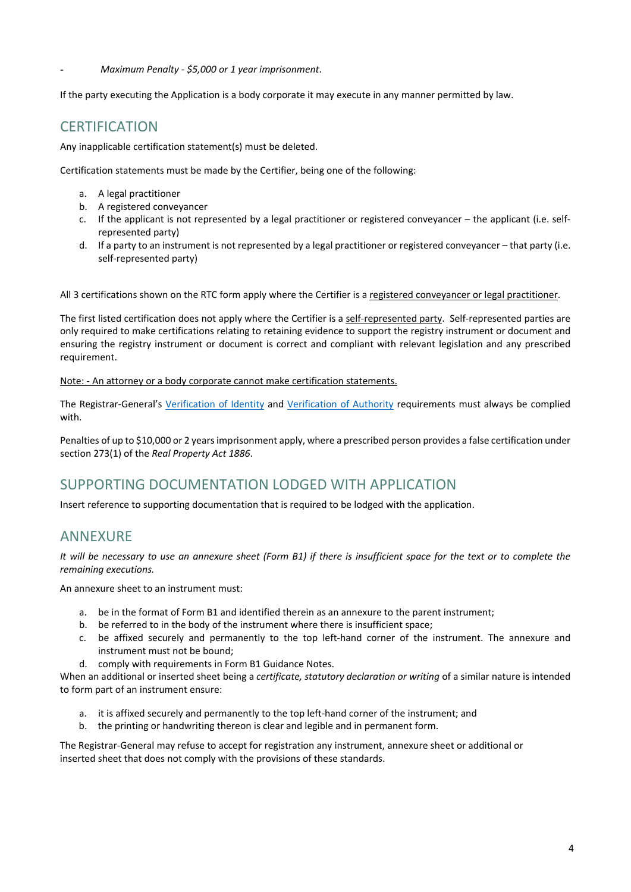- *Maximum Penalty - $5,000 or 1 year imprisonment*.

If the party executing the Application is a body corporate it may execute in any manner permitted by law.

## CERTIFICATION

Any inapplicable certification statement(s) must be deleted.

Certification statements must be made by the Certifier, being one of the following:

a. A legal practitioner
b. A registered conveyancer
c. If the applicant is not represented by a legal practitioner or registered conveyancer – the applicant (i.e. self-represented party)
d. If a party to an instrument is not represented by a legal practitioner or registered conveyancer – that party (i.e. self-represented party)

All 3 certifications shown on the RTC form apply where the Certifier is a registered conveyancer or legal practitioner.

The first listed certification does not apply where the Certifier is a self-represented party. Self-represented parties are only required to make certifications relating to retaining evidence to support the registry instrument or document and ensuring the registry instrument or document is correct and compliant with relevant legislation and any prescribed requirement.

Note: - An attorney or a body corporate cannot make certification statements.

The Registrar-General's Verification of Identity and Verification of Authority requirements must always be complied with.

Penalties of up to $10,000 or 2 years imprisonment apply, where a prescribed person provides a false certification under section 273(1) of the *Real Property Act 1886*.

## SUPPORTING DOCUMENTATION LODGED WITH APPLICATION

Insert reference to supporting documentation that is required to be lodged with the application.

## ANNEXURE

*It will be necessary to use an annexure sheet (Form B1) if there is insufficient space for the text or to complete the remaining executions.*

An annexure sheet to an instrument must:

a. be in the format of Form B1 and identified therein as an annexure to the parent instrument;
b. be referred to in the body of the instrument where there is insufficient space;
c. be affixed securely and permanently to the top left-hand corner of the instrument. The annexure and instrument must not be bound;
d. comply with requirements in Form B1 Guidance Notes.

When an additional or inserted sheet being a *certificate, statutory declaration or writing* of a similar nature is intended to form part of an instrument ensure:

a. it is affixed securely and permanently to the top left-hand corner of the instrument; and
b. the printing or handwriting thereon is clear and legible and in permanent form.

The Registrar-General may refuse to accept for registration any instrument, annexure sheet or additional or inserted sheet that does not comply with the provisions of these standards.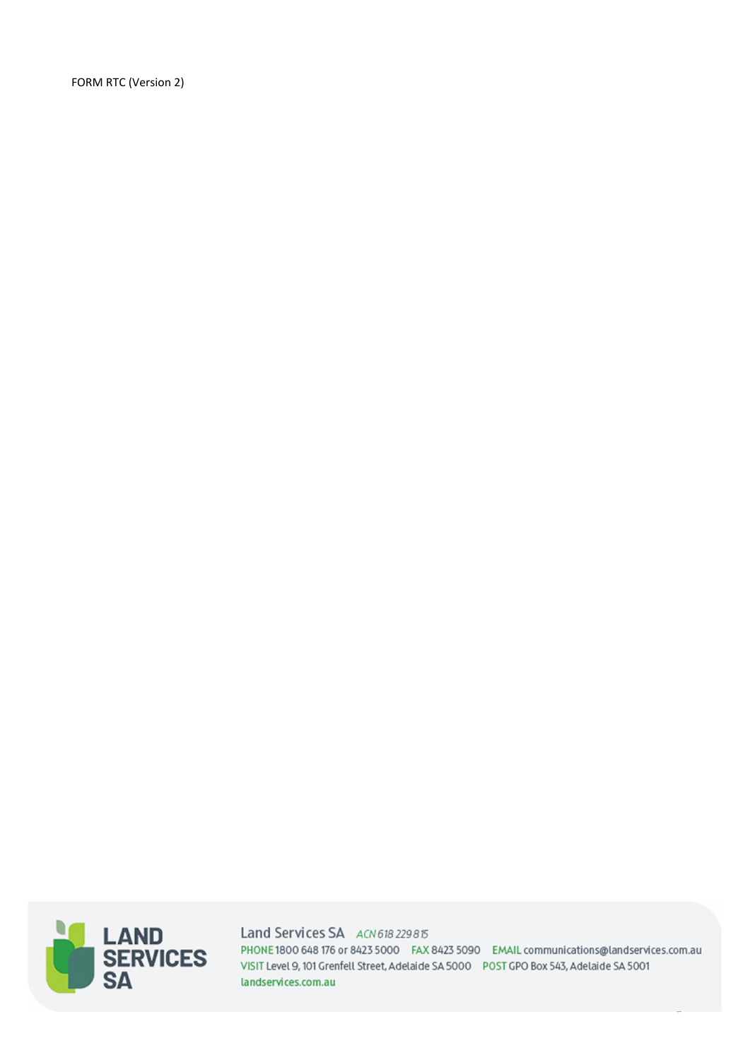Land Services SA ACN 618 229 815

PHONE 1800 648 176 or 8423 5000 FAX 8423 5090 EMAIL communications@landservices.com.au

VISIT Level 9, 101 Grenfell Street, Adelaide SA 5000 POST GPO Box 543, Adelaide SA 5001

landservices.com.au